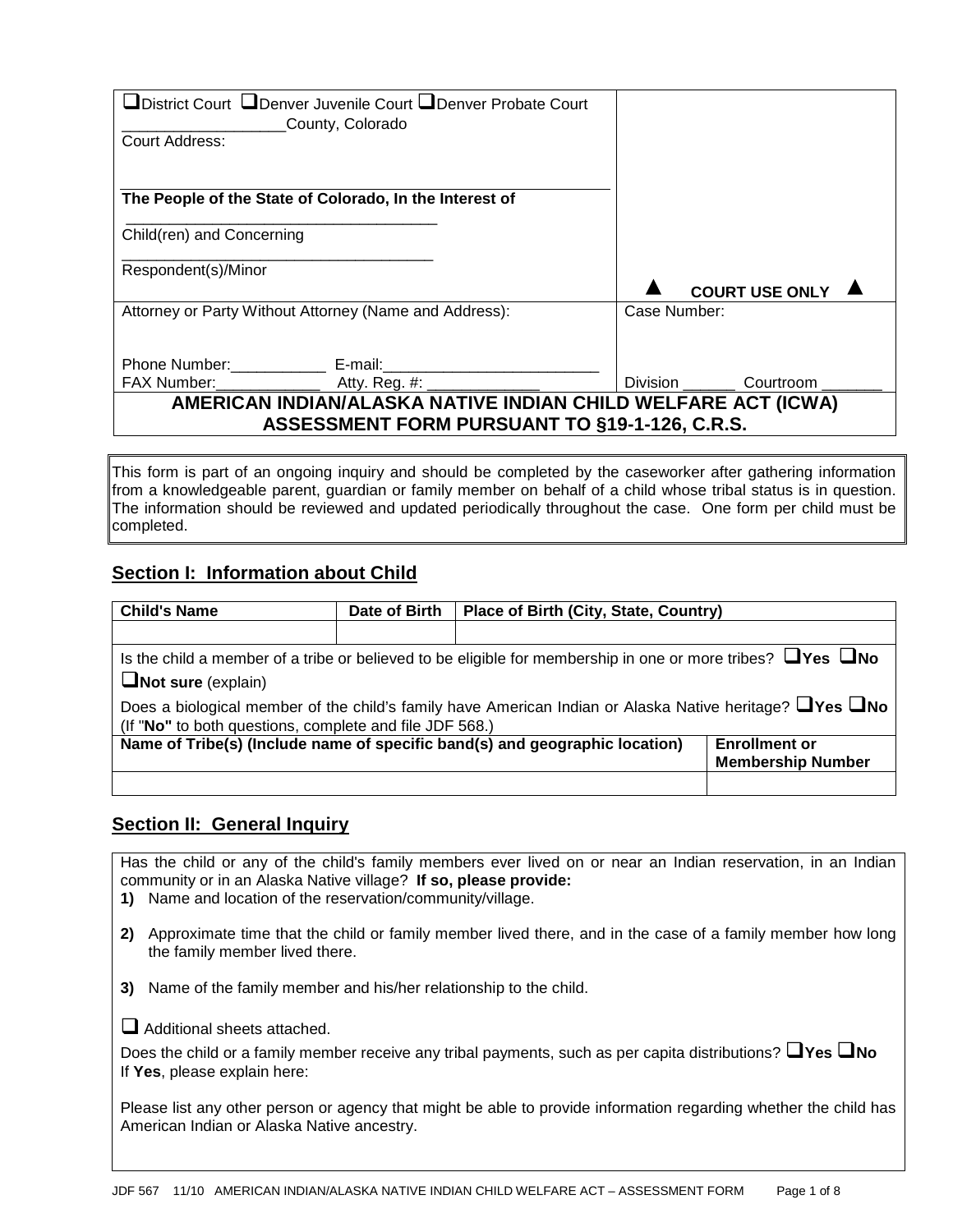| ❑District Court ❑Denver Juvenile Court ❑Denver Probate Court<br>___________________County, Colorado<br>Court Address:<br><br>**The People of the State of Colorado, In the Interest of**<br>____________________________________<br>Child(ren) and Concerning<br>____________________________________<br>Respondent(s)/Minor | ▲ **COURT USE ONLY** ▲ |
|---|---|
| Attorney or Party Without Attorney (Name and Address):<br><br>Phone Number:___________ E-mail:_________________________<br>FAX Number:____________ Atty. Reg. #: _____________ | Case Number:<br><br>Division ______ Courtroom _______ |

**AMERICAN INDIAN/ALASKA NATIVE INDIAN CHILD WELFARE ACT (ICWA) ASSESSMENT FORM PURSUANT TO §19-1-126, C.R.S.**

This form is part of an ongoing inquiry and should be completed by the caseworker after gathering information from a knowledgeable parent, guardian or family member on behalf of a child whose tribal status is in question. The information should be reviewed and updated periodically throughout the case. One form per child must be completed.

## Section I: Information about Child

| Child's Name | Date of Birth | Place of Birth (City, State, Country) |
|---|---|---|
| | | |

Is the child a member of a tribe or believed to be eligible for membership in one or more tribes? ❑**Yes** ❑**No** ❑**Not sure** (explain)

Does a biological member of the child's family have American Indian or Alaska Native heritage? ❑**Yes** ❑**No** (If "**No"** to both questions, complete and file JDF 568.)

| Name of Tribe(s) (Include name of specific band(s) and geographic location) | Enrollment or Membership Number |
|---|---|
| | |

## Section II: General Inquiry

Has the child or any of the child's family members ever lived on or near an Indian reservation, in an Indian community or in an Alaska Native village? **If so, please provide:**

1) Name and location of the reservation/community/village.

2) Approximate time that the child or family member lived there, and in the case of a family member how long the family member lived there.

3) Name of the family member and his/her relationship to the child.

❑ Additional sheets attached.

Does the child or a family member receive any tribal payments, such as per capita distributions? ❑**Yes** ❑**No**
If **Yes**, please explain here:

Please list any other person or agency that might be able to provide information regarding whether the child has American Indian or Alaska Native ancestry.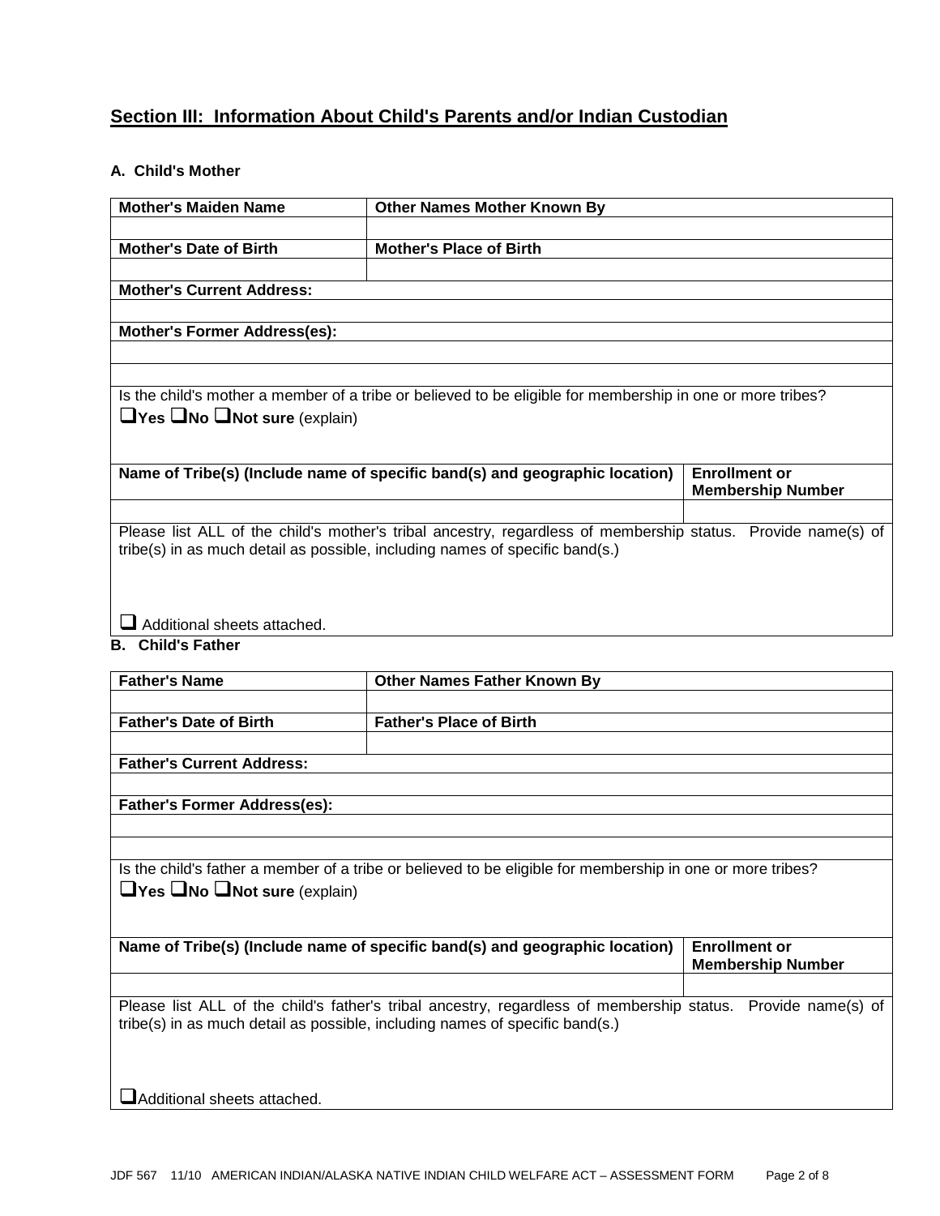## Section III: Information About Child's Parents and/or Indian Custodian

### A. Child's Mother

| **Mother's Maiden Name** | **Other Names Mother Known By** |
|---|---|
| | |
| **Mother's Date of Birth** | **Mother's Place of Birth** |
| | |

| **Mother's Current Address:** |
|---|
| |
| **Mother's Former Address(es):** |
| |
| |

Is the child's mother a member of a tribe or believed to be eligible for membership in one or more tribes?

☐**Yes** ☐**No** ☐**Not sure** (explain)

| **Name of Tribe(s) (Include name of specific band(s) and geographic location)** | **Enrollment or Membership Number** |
|---|---|
| | |

Please list ALL of the child's mother's tribal ancestry, regardless of membership status. Provide name(s) of tribe(s) in as much detail as possible, including names of specific band(s.)

☐ Additional sheets attached.

### B. Child's Father

| **Father's Name** | **Other Names Father Known By** |
|---|---|
| | |
| **Father's Date of Birth** | **Father's Place of Birth** |
| | |

| **Father's Current Address:** |
|---|
| |
| **Father's Former Address(es):** |
| |
| |

Is the child's father a member of a tribe or believed to be eligible for membership in one or more tribes?

☐**Yes** ☐**No** ☐**Not sure** (explain)

| **Name of Tribe(s) (Include name of specific band(s) and geographic location)** | **Enrollment or Membership Number** |
|---|---|
| | |

Please list ALL of the child's father's tribal ancestry, regardless of membership status. Provide name(s) of tribe(s) in as much detail as possible, including names of specific band(s.)

☐Additional sheets attached.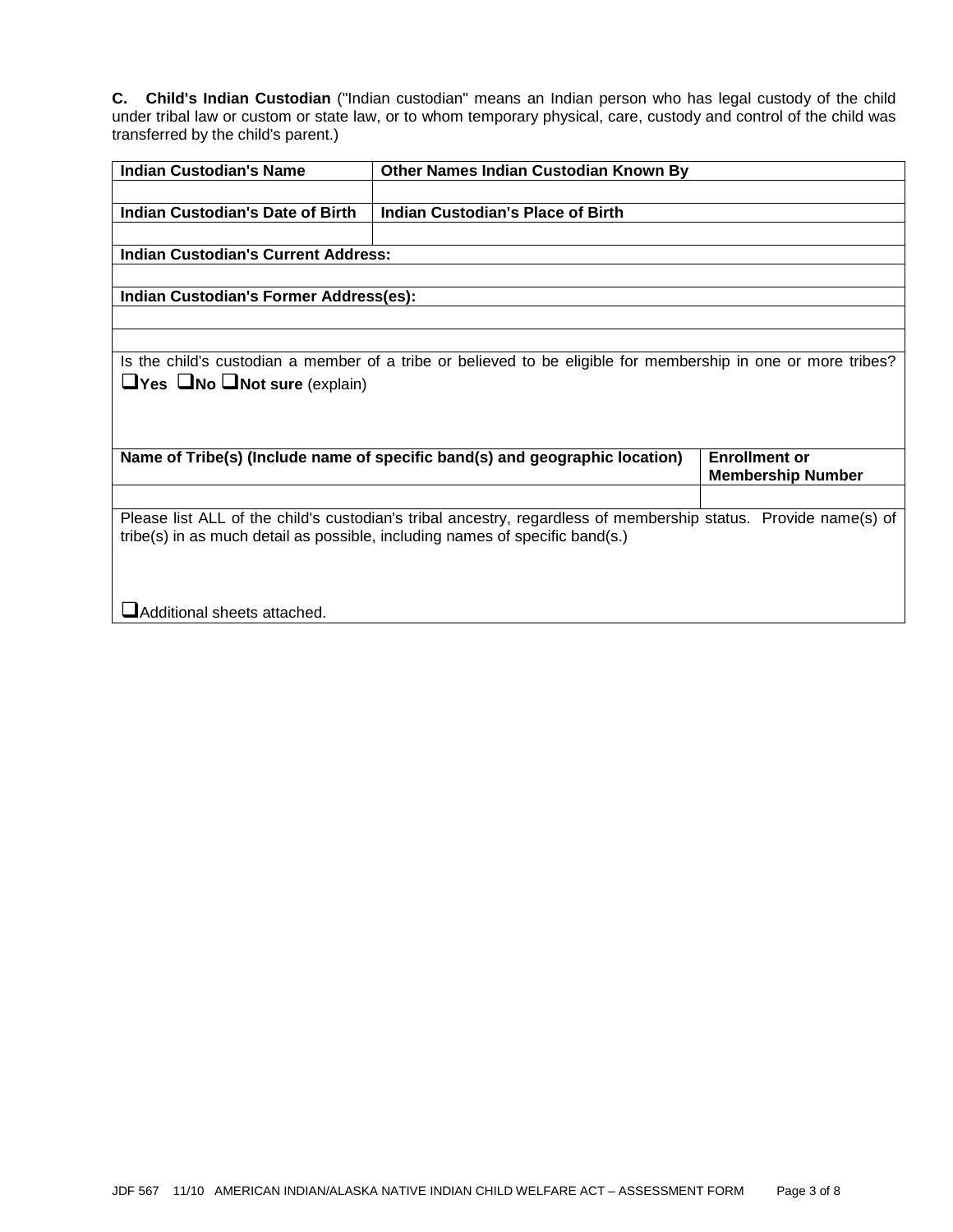**C. Child's Indian Custodian** ("Indian custodian" means an Indian person who has legal custody of the child under tribal law or custom or state law, or to whom temporary physical, care, custody and control of the child was transferred by the child's parent.)

| **Indian Custodian's Name** | **Other Names Indian Custodian Known By** |
|---|---|
| | |
| **Indian Custodian's Date of Birth** | **Indian Custodian's Place of Birth** |
| | |

| **Indian Custodian's Current Address:** |
|---|
| |
| **Indian Custodian's Former Address(es):** |
| |
| |
| Is the child's custodian a member of a tribe or believed to be eligible for membership in one or more tribes? ❑**Yes** ❑**No** ❑**Not sure** (explain) |

| **Name of Tribe(s) (Include name of specific band(s) and geographic location)** | **Enrollment or Membership Number** |
|---|---|
| | |

| Please list ALL of the child's custodian's tribal ancestry, regardless of membership status. Provide name(s) of tribe(s) in as much detail as possible, including names of specific band(s.) |
|---|
| ❑Additional sheets attached. |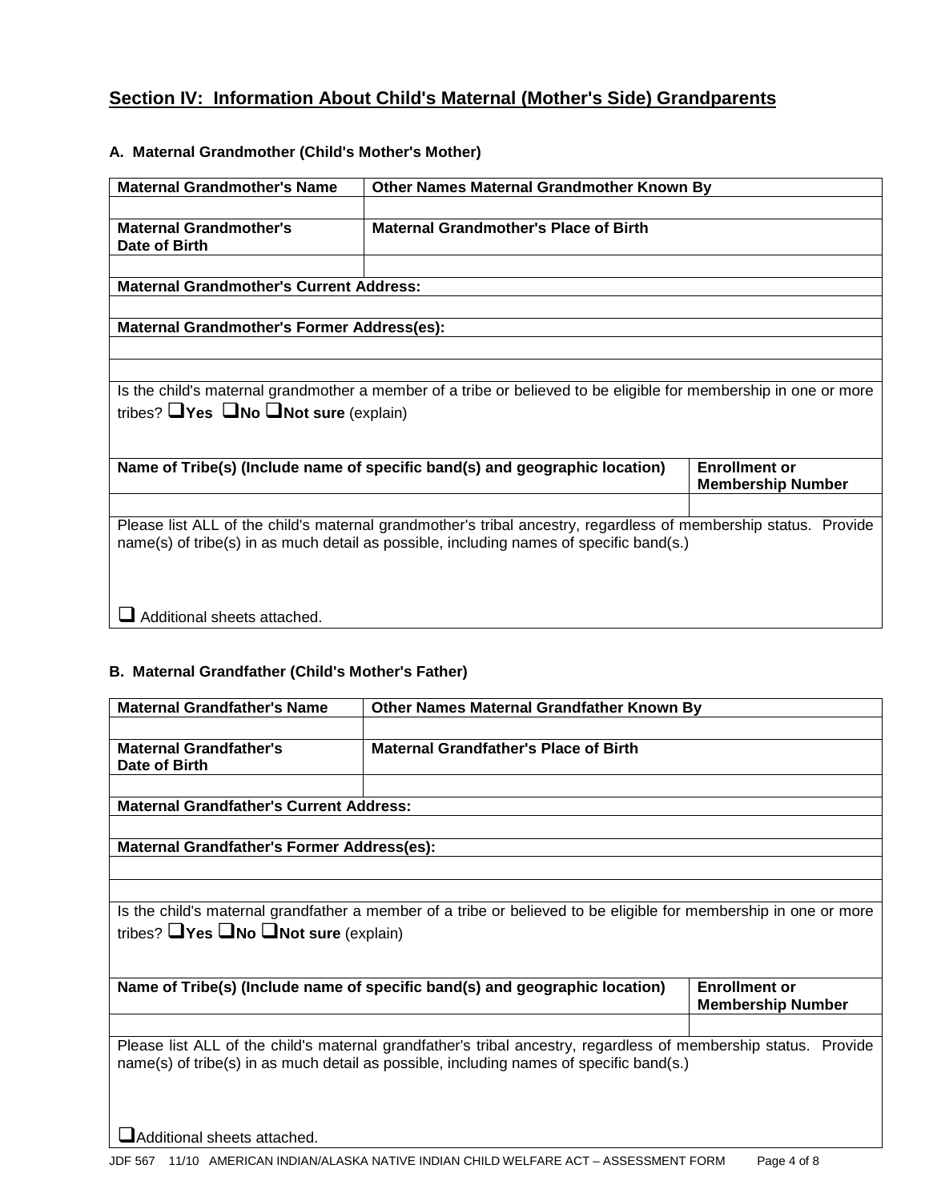## Section IV: Information About Child's Maternal (Mother's Side) Grandparents

### A. Maternal Grandmother (Child's Mother's Mother)

| Maternal Grandmother's Name | Other Names Maternal Grandmother Known By |
|---|---|
| | |
| **Maternal Grandmother's Date of Birth** | **Maternal Grandmother's Place of Birth** |
| | |

**Maternal Grandmother's Current Address:**

**Maternal Grandmother's Former Address(es):**

Is the child's maternal grandmother a member of a tribe or believed to be eligible for membership in one or more tribes? ❑**Yes** ❑**No** ❑**Not sure** (explain)

| Name of Tribe(s) (Include name of specific band(s) and geographic location) | Enrollment or Membership Number |
|---|---|
| | |

Please list ALL of the child's maternal grandmother's tribal ancestry, regardless of membership status. Provide name(s) of tribe(s) in as much detail as possible, including names of specific band(s.)

❑ Additional sheets attached.

### B. Maternal Grandfather (Child's Mother's Father)

| Maternal Grandfather's Name | Other Names Maternal Grandfather Known By |
|---|---|
| | |
| **Maternal Grandfather's Date of Birth** | **Maternal Grandfather's Place of Birth** |
| | |

**Maternal Grandfather's Current Address:**

**Maternal Grandfather's Former Address(es):**

Is the child's maternal grandfather a member of a tribe or believed to be eligible for membership in one or more tribes? ❑**Yes** ❑**No** ❑**Not sure** (explain)

| Name of Tribe(s) (Include name of specific band(s) and geographic location) | Enrollment or Membership Number |
|---|---|
| | |

Please list ALL of the child's maternal grandfather's tribal ancestry, regardless of membership status. Provide name(s) of tribe(s) in as much detail as possible, including names of specific band(s.)

❑Additional sheets attached.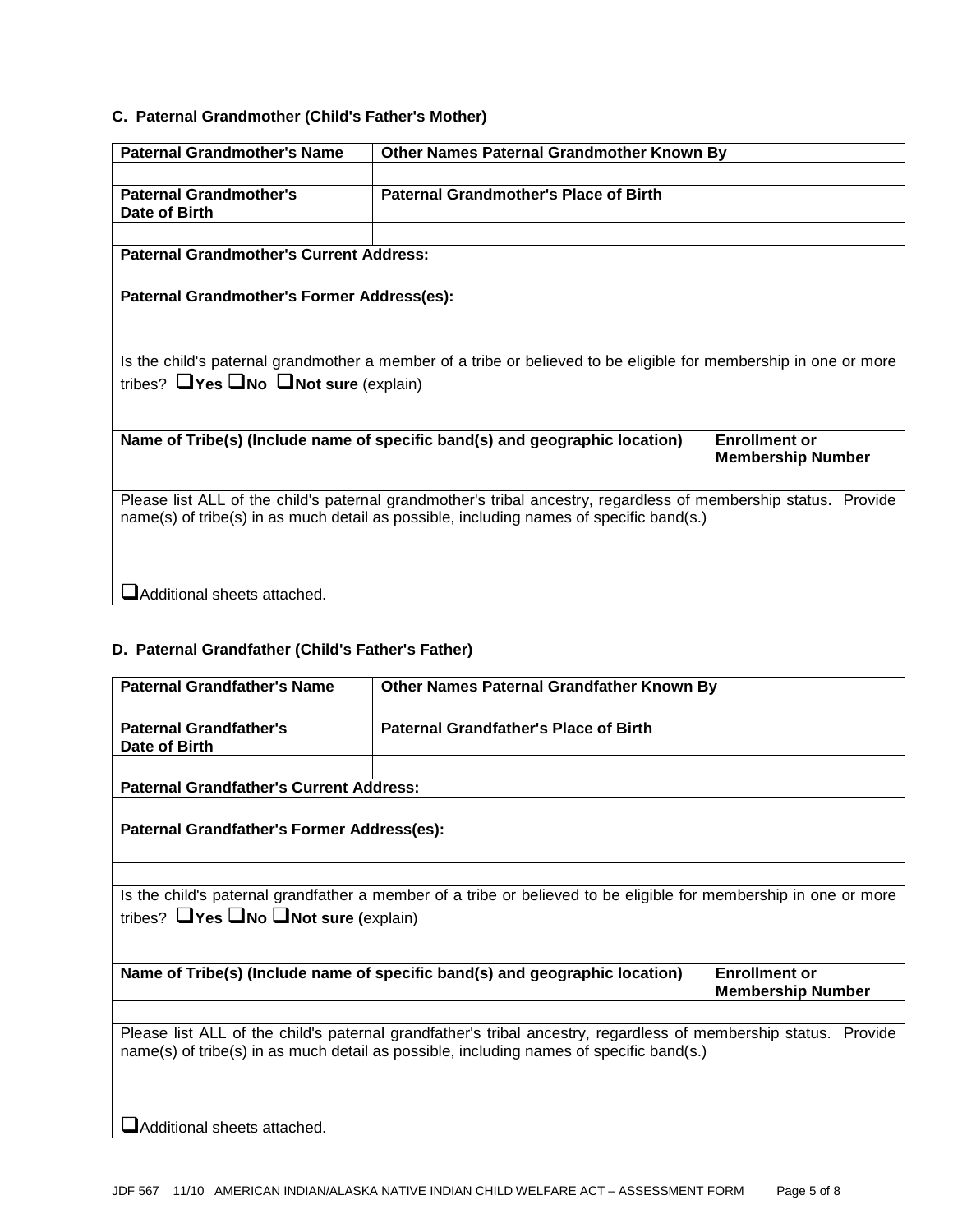### C. Paternal Grandmother (Child's Father's Mother)

| **Paternal Grandmother's Name** | **Other Names Paternal Grandmother Known By** |
|---|---|
| | |
| **Paternal Grandmother's Date of Birth** | **Paternal Grandmother's Place of Birth** |
| | |

**Paternal Grandmother's Current Address:**

**Paternal Grandmother's Former Address(es):**

Is the child's paternal grandmother a member of a tribe or believed to be eligible for membership in one or more tribes? ❑ **Yes** ❑ **No** ❑ **Not sure** (explain)

| **Name of Tribe(s) (Include name of specific band(s) and geographic location)** | **Enrollment or Membership Number** |
|---|---|
| | |

Please list ALL of the child's paternal grandmother's tribal ancestry, regardless of membership status. Provide name(s) of tribe(s) in as much detail as possible, including names of specific band(s.)

❑ Additional sheets attached.

### D. Paternal Grandfather (Child's Father's Father)

| **Paternal Grandfather's Name** | **Other Names Paternal Grandfather Known By** |
|---|---|
| | |
| **Paternal Grandfather's Date of Birth** | **Paternal Grandfather's Place of Birth** |
| | |

**Paternal Grandfather's Current Address:**

**Paternal Grandfather's Former Address(es):**

Is the child's paternal grandfather a member of a tribe or believed to be eligible for membership in one or more tribes? ❑ **Yes** ❑ **No** ❑ **Not sure (**explain)

| **Name of Tribe(s) (Include name of specific band(s) and geographic location)** | **Enrollment or Membership Number** |
|---|---|
| | |

Please list ALL of the child's paternal grandfather's tribal ancestry, regardless of membership status. Provide name(s) of tribe(s) in as much detail as possible, including names of specific band(s.)

❑ Additional sheets attached.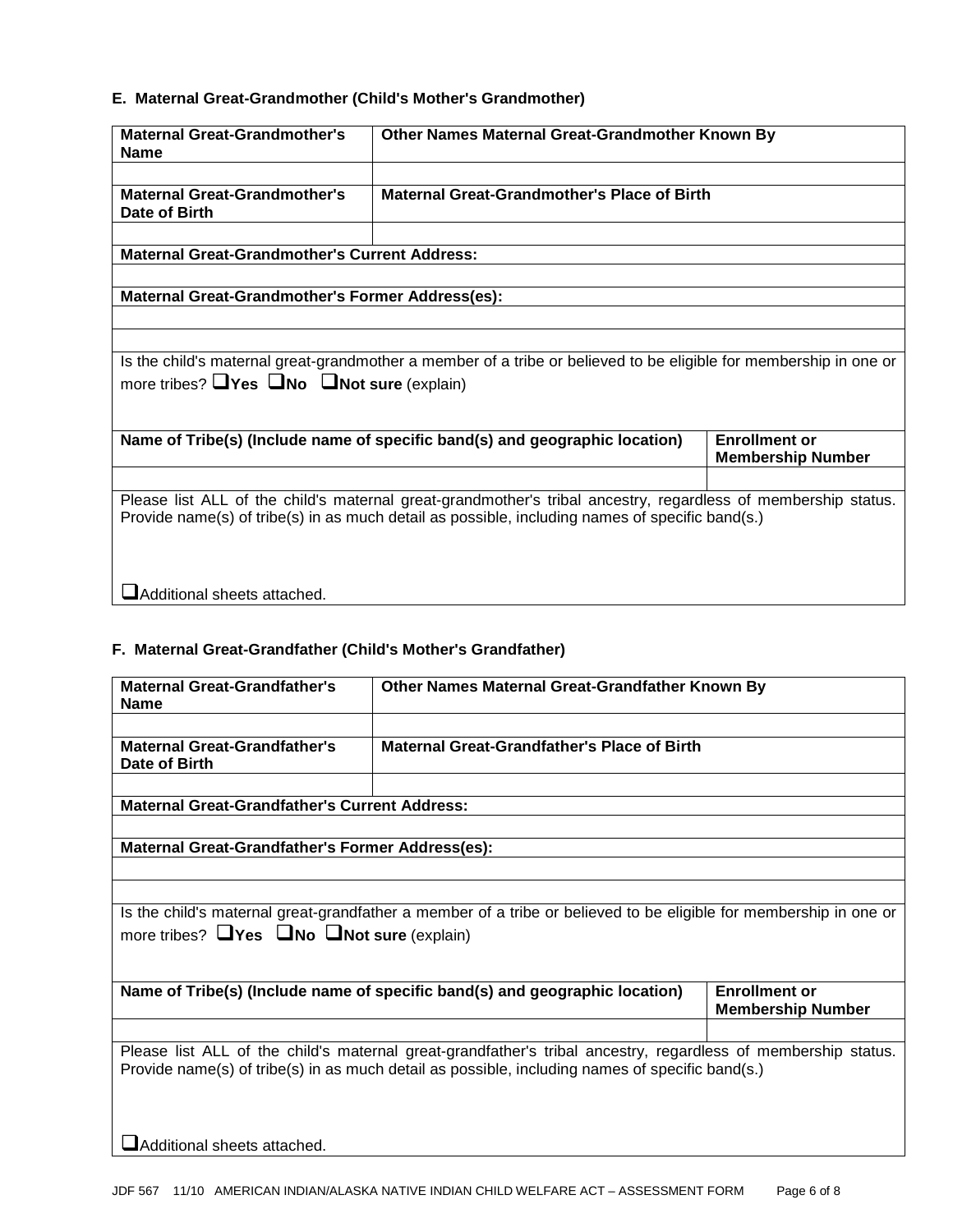### E. Maternal Great-Grandmother (Child's Mother's Grandmother)

| Maternal Great-Grandmother's Name | Other Names Maternal Great-Grandmother Known By |
|---|---|
| | |
| **Maternal Great-Grandmother's Date of Birth** | **Maternal Great-Grandmother's Place of Birth** |
| | |

**Maternal Great-Grandmother's Current Address:**

**Maternal Great-Grandmother's Former Address(es):**

Is the child's maternal great-grandmother a member of a tribe or believed to be eligible for membership in one or more tribes? ❑ **Yes** ❑ **No** ❑ **Not sure** (explain)

| Name of Tribe(s) (Include name of specific band(s) and geographic location) | Enrollment or Membership Number |
|---|---|
| | |

Please list ALL of the child's maternal great-grandmother's tribal ancestry, regardless of membership status. Provide name(s) of tribe(s) in as much detail as possible, including names of specific band(s.)

❑ Additional sheets attached.

### F. Maternal Great-Grandfather (Child's Mother's Grandfather)

| Maternal Great-Grandfather's Name | Other Names Maternal Great-Grandfather Known By |
|---|---|
| | |
| **Maternal Great-Grandfather's Date of Birth** | **Maternal Great-Grandfather's Place of Birth** |
| | |

**Maternal Great-Grandfather's Current Address:**

**Maternal Great-Grandfather's Former Address(es):**

Is the child's maternal great-grandfather a member of a tribe or believed to be eligible for membership in one or more tribes? ❑ **Yes** ❑ **No** ❑ **Not sure** (explain)

| Name of Tribe(s) (Include name of specific band(s) and geographic location) | Enrollment or Membership Number |
|---|---|
| | |

Please list ALL of the child's maternal great-grandfather's tribal ancestry, regardless of membership status. Provide name(s) of tribe(s) in as much detail as possible, including names of specific band(s.)

❑ Additional sheets attached.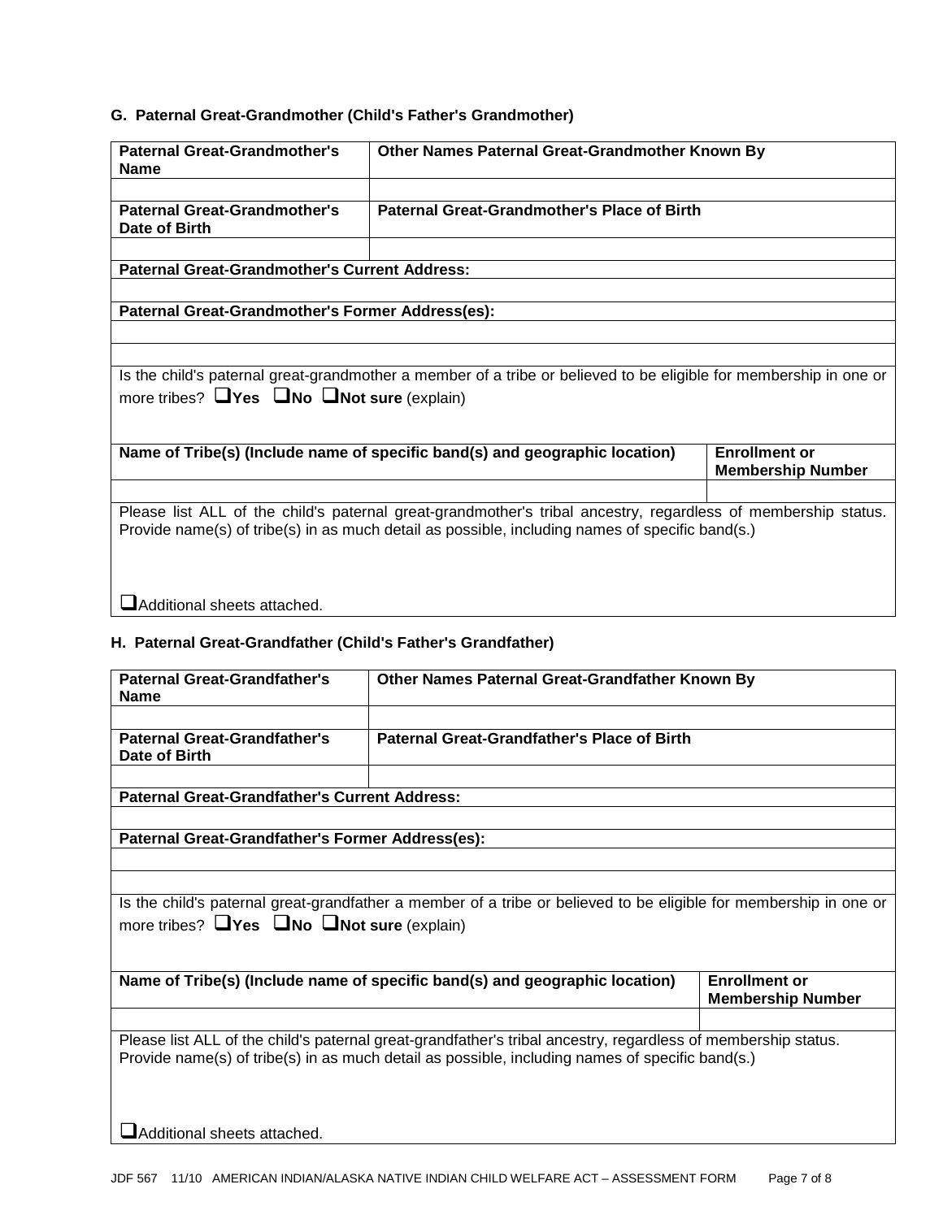### G. Paternal Great-Grandmother (Child's Father's Grandmother)

| **Paternal Great-Grandmother's Name** | **Other Names Paternal Great-Grandmother Known By** |
|---|---|
| | |
| **Paternal Great-Grandmother's Date of Birth** | **Paternal Great-Grandmother's Place of Birth** |
| | |

**Paternal Great-Grandmother's Current Address:**

**Paternal Great-Grandmother's Former Address(es):**

Is the child's paternal great-grandmother a member of a tribe or believed to be eligible for membership in one or more tribes? ❑ **Yes** ❑ **No** ❑ **Not sure** (explain)

| **Name of Tribe(s) (Include name of specific band(s) and geographic location)** | **Enrollment or Membership Number** |
|---|---|
| | |

Please list ALL of the child's paternal great-grandmother's tribal ancestry, regardless of membership status. Provide name(s) of tribe(s) in as much detail as possible, including names of specific band(s.)

❑ Additional sheets attached.

### H. Paternal Great-Grandfather (Child's Father's Grandfather)

| **Paternal Great-Grandfather's Name** | **Other Names Paternal Great-Grandfather Known By** |
|---|---|
| | |
| **Paternal Great-Grandfather's Date of Birth** | **Paternal Great-Grandfather's Place of Birth** |
| | |

**Paternal Great-Grandfather's Current Address:**

**Paternal Great-Grandfather's Former Address(es):**

Is the child's paternal great-grandfather a member of a tribe or believed to be eligible for membership in one or more tribes? ❑ **Yes** ❑ **No** ❑ **Not sure** (explain)

| **Name of Tribe(s) (Include name of specific band(s) and geographic location)** | **Enrollment or Membership Number** |
|---|---|
| | |

Please list ALL of the child's paternal great-grandfather's tribal ancestry, regardless of membership status. Provide name(s) of tribe(s) in as much detail as possible, including names of specific band(s.)

❑ Additional sheets attached.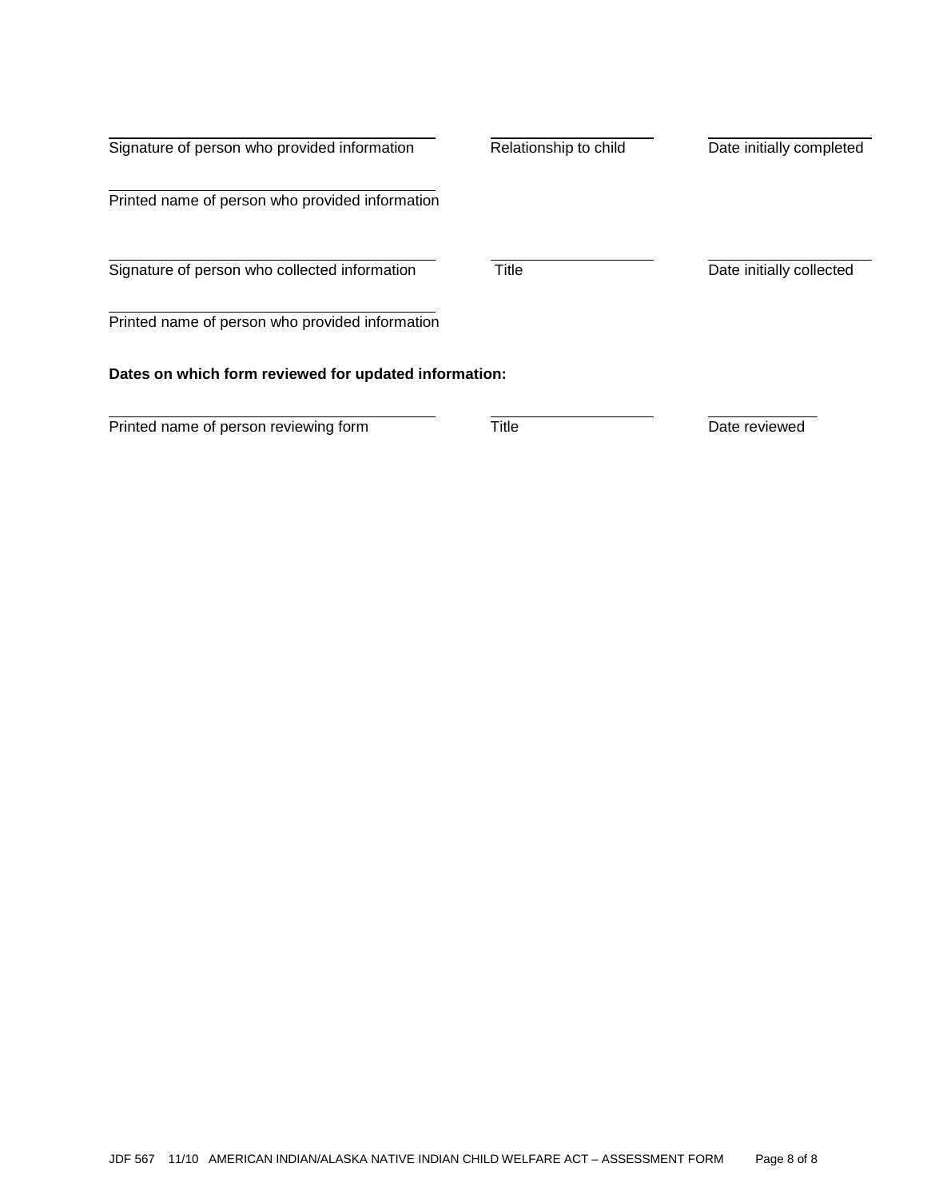| | | |
|---|---|---|
| Signature of person who provided information | Relationship to child | Date initially completed |
| Printed name of person who provided information | | |
| Signature of person who collected information | Title | Date initially collected |
| Printed name of person who provided information | | |

**Dates on which form reviewed for updated information:**

| | | |
|---|---|---|
| Printed name of person reviewing form | Title | Date reviewed |